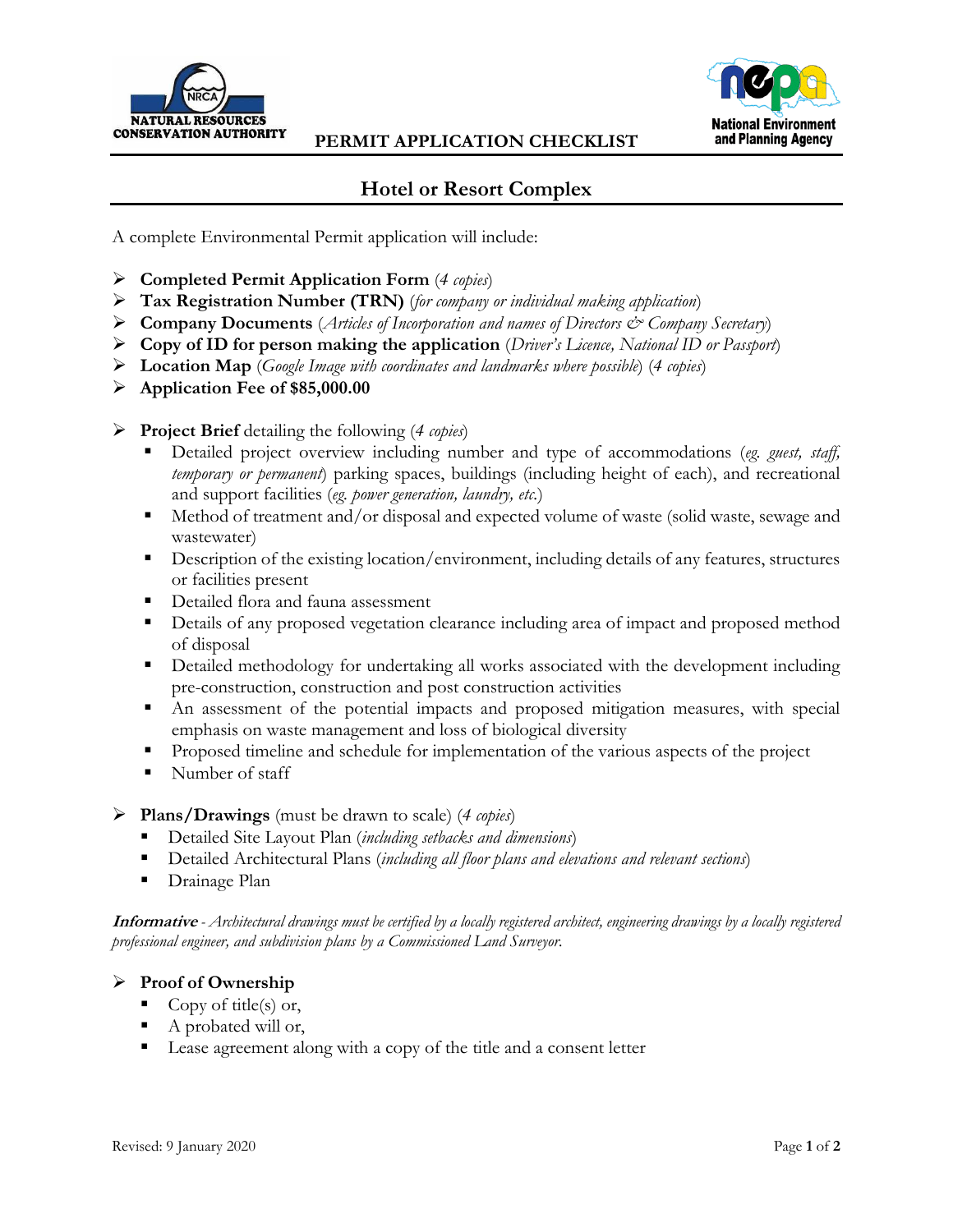# PERMIT APPLICATION CHECKLIST

## Hotel or Resort Complex

A complete Environmental Permit application will include:

- **Completed Permit Application Form** (*4 copies*)
- **Tax Registration Number (TRN)** (*for company or individual making application*)
- **Company Documents** (*Articles of Incorporation and names of Directors & Company Secretary*)
- **Copy of ID for person making the application** (*Driver's Licence, National ID or Passport*)
- **Location Map** (*Google Image with coordinates and landmarks where possible*) (*4 copies*)
- **Application Fee of $85,000.00**

- **Project Brief** detailing the following (*4 copies*)
  - Detailed project overview including number and type of accommodations (*eg. guest, staff, temporary or permanent*) parking spaces, buildings (including height of each), and recreational and support facilities (*eg. power generation, laundry, etc.*)
  - Method of treatment and/or disposal and expected volume of waste (solid waste, sewage and wastewater)
  - Description of the existing location/environment, including details of any features, structures or facilities present
  - Detailed flora and fauna assessment
  - Details of any proposed vegetation clearance including area of impact and proposed method of disposal
  - Detailed methodology for undertaking all works associated with the development including pre-construction, construction and post construction activities
  - An assessment of the potential impacts and proposed mitigation measures, with special emphasis on waste management and loss of biological diversity
  - Proposed timeline and schedule for implementation of the various aspects of the project
  - Number of staff

- **Plans/Drawings** (must be drawn to scale) (*4 copies*)
  - Detailed Site Layout Plan (*including setbacks and dimensions*)
  - Detailed Architectural Plans (*including all floor plans and elevations and relevant sections*)
  - Drainage Plan

***Informative*** *- Architectural drawings must be certified by a locally registered architect, engineering drawings by a locally registered professional engineer, and subdivision plans by a Commissioned Land Surveyor.*

- **Proof of Ownership**
  - Copy of title(s) or,
  - A probated will or,
  - Lease agreement along with a copy of the title and a consent letter

Revised: 9 January 2020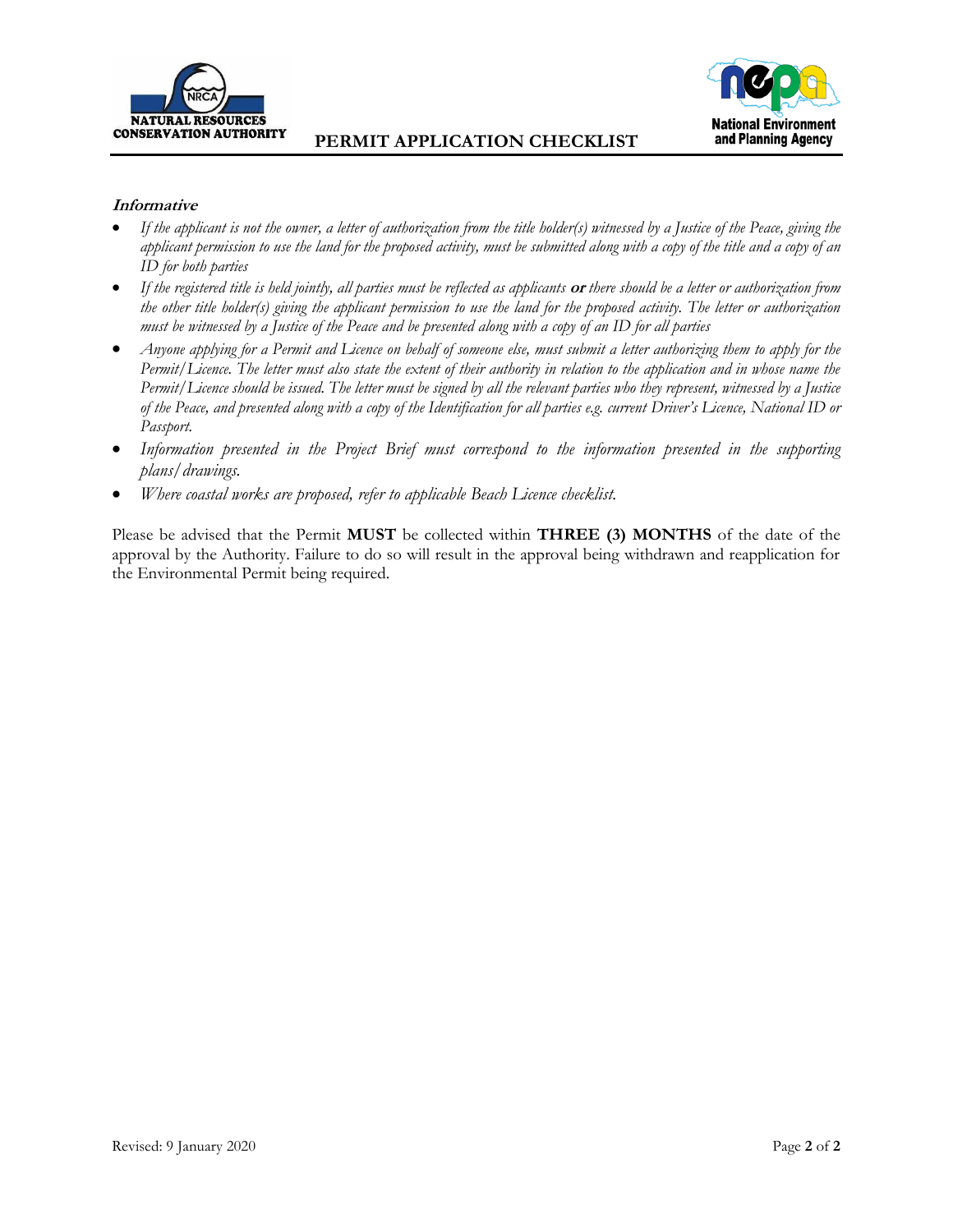**Informative**

- *If the applicant is not the owner, a letter of authorization from the title holder(s) witnessed by a Justice of the Peace, giving the applicant permission to use the land for the proposed activity, must be submitted along with a copy of the title and a copy of an ID for both parties*
- *If the registered title is held jointly, all parties must be reflected as applicants* ***or*** *there should be a letter or authorization from the other title holder(s) giving the applicant permission to use the land for the proposed activity. The letter or authorization must be witnessed by a Justice of the Peace and be presented along with a copy of an ID for all parties*
- *Anyone applying for a Permit and Licence on behalf of someone else, must submit a letter authorizing them to apply for the Permit/Licence. The letter must also state the extent of their authority in relation to the application and in whose name the Permit/Licence should be issued. The letter must be signed by all the relevant parties who they represent, witnessed by a Justice of the Peace, and presented along with a copy of the Identification for all parties e.g. current Driver's Licence, National ID or Passport.*
- *Information presented in the Project Brief must correspond to the information presented in the supporting plans/drawings.*
- *Where coastal works are proposed, refer to applicable Beach Licence checklist.*

Please be advised that the Permit **MUST** be collected within **THREE (3) MONTHS** of the date of the approval by the Authority. Failure to do so will result in the approval being withdrawn and reapplication for the Environmental Permit being required.

Revised: 9 January 2020